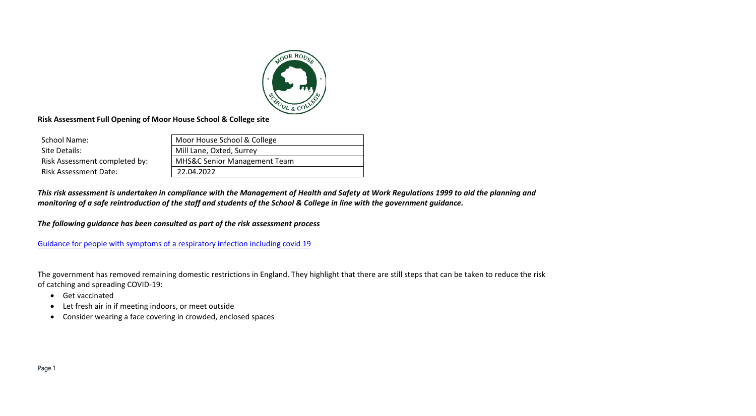**Risk Assessment Full Opening of Moor House School & College site**

| | |
|---|---|
| School Name: | Moor House School & College |
| Site Details: | Mill Lane, Oxted, Surrey |
| Risk Assessment completed by: | MHS&C Senior Management Team |
| Risk Assessment Date: | 22.04.2022 |

***This risk assessment is undertaken in compliance with the Management of Health and Safety at Work Regulations 1999 to aid the planning and monitoring of a safe reintroduction of the staff and students of the School & College in line with the government guidance.***

***The following guidance has been consulted as part of the risk assessment process***

Guidance for people with symptoms of a respiratory infection including covid 19

The government has removed remaining domestic restrictions in England. They highlight that there are still steps that can be taken to reduce the risk of catching and spreading COVID-19:

- Get vaccinated
- Let fresh air in if meeting indoors, or meet outside
- Consider wearing a face covering in crowded, enclosed spaces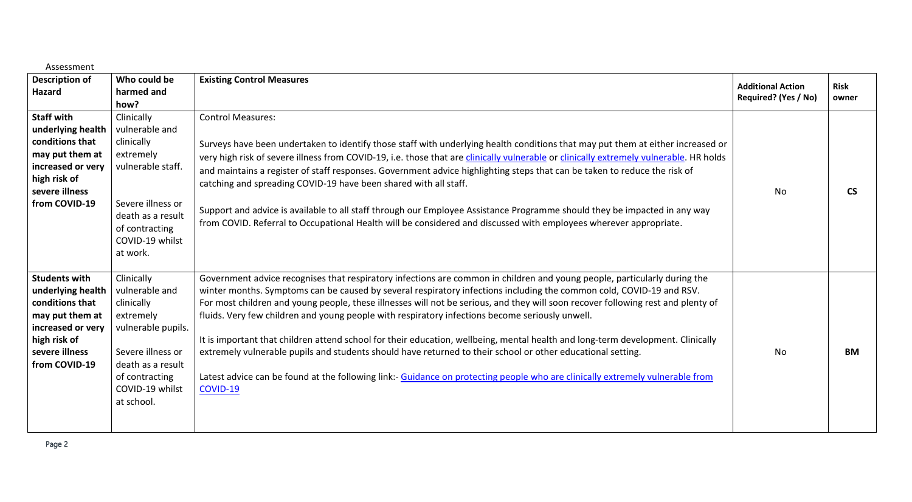Assessment

| Description of Hazard | Who could be harmed and how? | Existing Control Measures | Additional Action Required? (Yes / No) | Risk owner |
|---|---|---|---|---|
| **Staff with underlying health conditions that may put them at increased or very high risk of severe illness from COVID-19** | Clinically vulnerable and clinically extremely vulnerable staff.<br><br>Severe illness or death as a result of contracting COVID-19 whilst at work. | Control Measures:<br><br>Surveys have been undertaken to identify those staff with underlying health conditions that may put them at either increased or very high risk of severe illness from COVID-19, i.e. those that are clinically vulnerable or clinically extremely vulnerable. HR holds and maintains a register of staff responses. Government advice highlighting steps that can be taken to reduce the risk of catching and spreading COVID-19 have been shared with all staff.<br><br>Support and advice is available to all staff through our Employee Assistance Programme should they be impacted in any way from COVID. Referral to Occupational Health will be considered and discussed with employees wherever appropriate. | No | **CS** |
| **Students with underlying health conditions that may put them at increased or very high risk of severe illness from COVID-19** | Clinically vulnerable and clinically extremely vulnerable pupils.<br><br>Severe illness or death as a result of contracting COVID-19 whilst at school. | Government advice recognises that respiratory infections are common in children and young people, particularly during the winter months. Symptoms can be caused by several respiratory infections including the common cold, COVID-19 and RSV. For most children and young people, these illnesses will not be serious, and they will soon recover following rest and plenty of fluids. Very few children and young people with respiratory infections become seriously unwell.<br><br>It is important that children attend school for their education, wellbeing, mental health and long-term development. Clinically extremely vulnerable pupils and students should have returned to their school or other educational setting.<br><br>Latest advice can be found at the following link:- Guidance on protecting people who are clinically extremely vulnerable from COVID-19 | No | **BM** |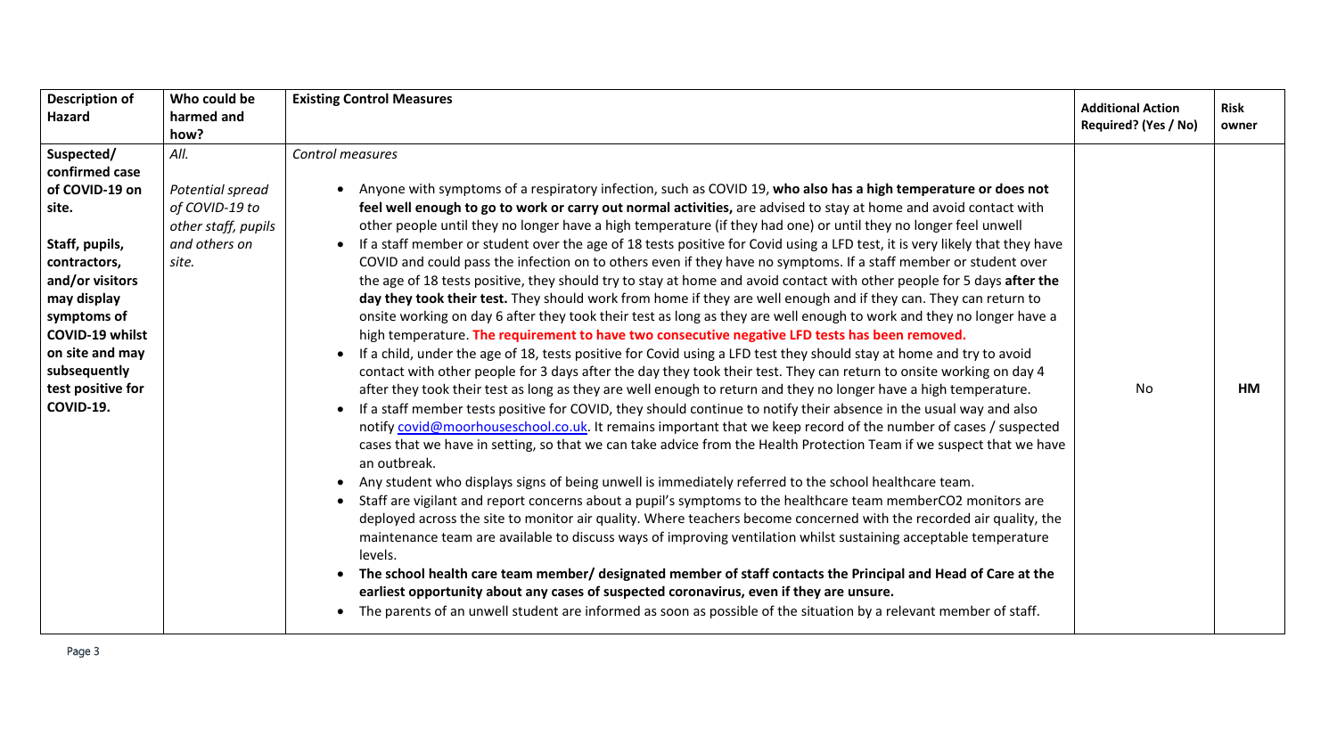| Description of Hazard | Who could be harmed and how? | Existing Control Measures | Additional Action Required? (Yes / No) | Risk owner |
|---|---|---|---|---|
| **Suspected/ confirmed case of COVID-19 on site.**<br><br>**Staff, pupils, contractors, and/or visitors may display symptoms of COVID-19 whilst on site and may subsequently test positive for COVID-19.** | *All.*<br><br>*Potential spread of COVID-19 to other staff, pupils and others on site.* | *Control measures*<br><br>• Anyone with symptoms of a respiratory infection, such as COVID 19, **who also has a high temperature or does not feel well enough to go to work or carry out normal activities,** are advised to stay at home and avoid contact with other people until they no longer have a high temperature (if they had one) or until they no longer feel unwell<br>• If a staff member or student over the age of 18 tests positive for Covid using a LFD test, it is very likely that they have COVID and could pass the infection on to others even if they have no symptoms. If a staff member or student over the age of 18 tests positive, they should try to stay at home and avoid contact with other people for 5 days **after the day they took their test.** They should work from home if they are well enough and if they can. They can return to onsite working on day 6 after they took their test as long as they are well enough to work and they no longer have a high temperature. **The requirement to have two consecutive negative LFD tests has been removed.**<br>• If a child, under the age of 18, tests positive for Covid using a LFD test they should stay at home and try to avoid contact with other people for 3 days after the day they took their test. They can return to onsite working on day 4 after they took their test as long as they are well enough to return and they no longer have a high temperature.<br>• If a staff member tests positive for COVID, they should continue to notify their absence in the usual way and also notify covid@moorhouseschool.co.uk. It remains important that we keep record of the number of cases / suspected cases that we have in setting, so that we can take advice from the Health Protection Team if we suspect that we have an outbreak.<br>• Any student who displays signs of being unwell is immediately referred to the school healthcare team.<br>• Staff are vigilant and report concerns about a pupil's symptoms to the healthcare team memberCO2 monitors are deployed across the site to monitor air quality. Where teachers become concerned with the recorded air quality, the maintenance team are available to discuss ways of improving ventilation whilst sustaining acceptable temperature levels.<br>• **The school health care team member/ designated member of staff contacts the Principal and Head of Care at the earliest opportunity about any cases of suspected coronavirus, even if they are unsure.**<br>• The parents of an unwell student are informed as soon as possible of the situation by a relevant member of staff. | No | **HM** |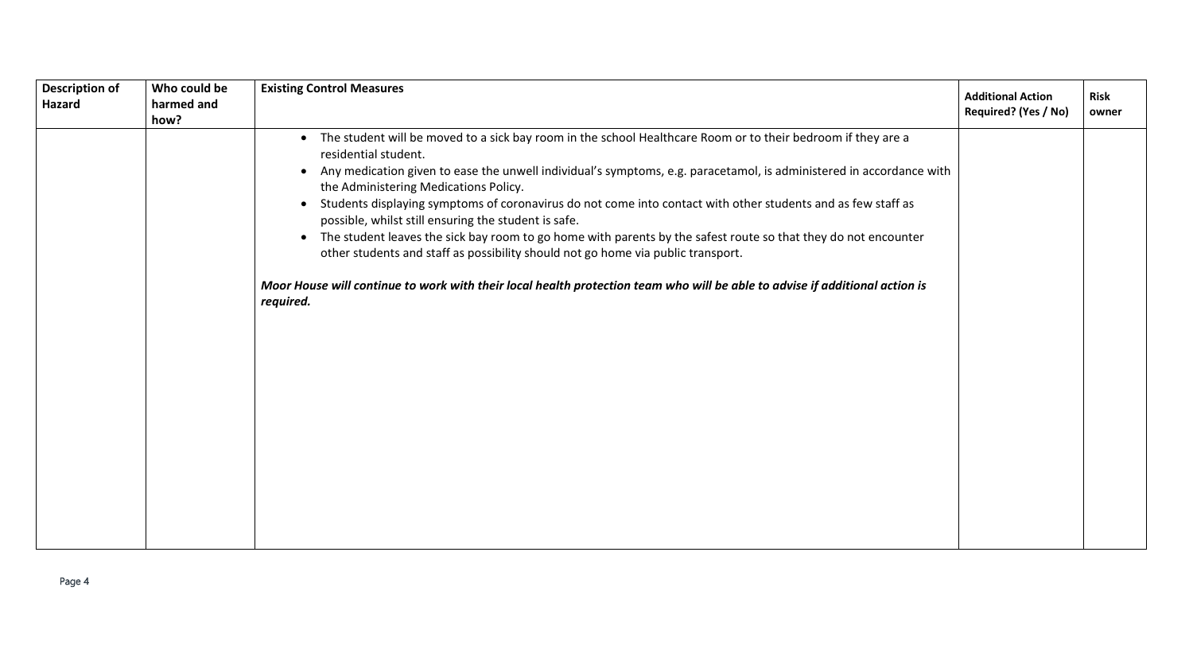| Description of Hazard | Who could be harmed and how? | Existing Control Measures | Additional Action Required? (Yes / No) | Risk owner |
|---|---|---|---|---|
| | | <ul><li>The student will be moved to a sick bay room in the school Healthcare Room or to their bedroom if they are a residential student.</li><li>Any medication given to ease the unwell individual's symptoms, e.g. paracetamol, is administered in accordance with the Administering Medications Policy.</li><li>Students displaying symptoms of coronavirus do not come into contact with other students and as few staff as possible, whilst still ensuring the student is safe.</li><li>The student leaves the sick bay room to go home with parents by the safest route so that they do not encounter other students and staff as possibility should not go home via public transport.</li></ul>***Moor House will continue to work with their local health protection team who will be able to advise if additional action is required.*** | | |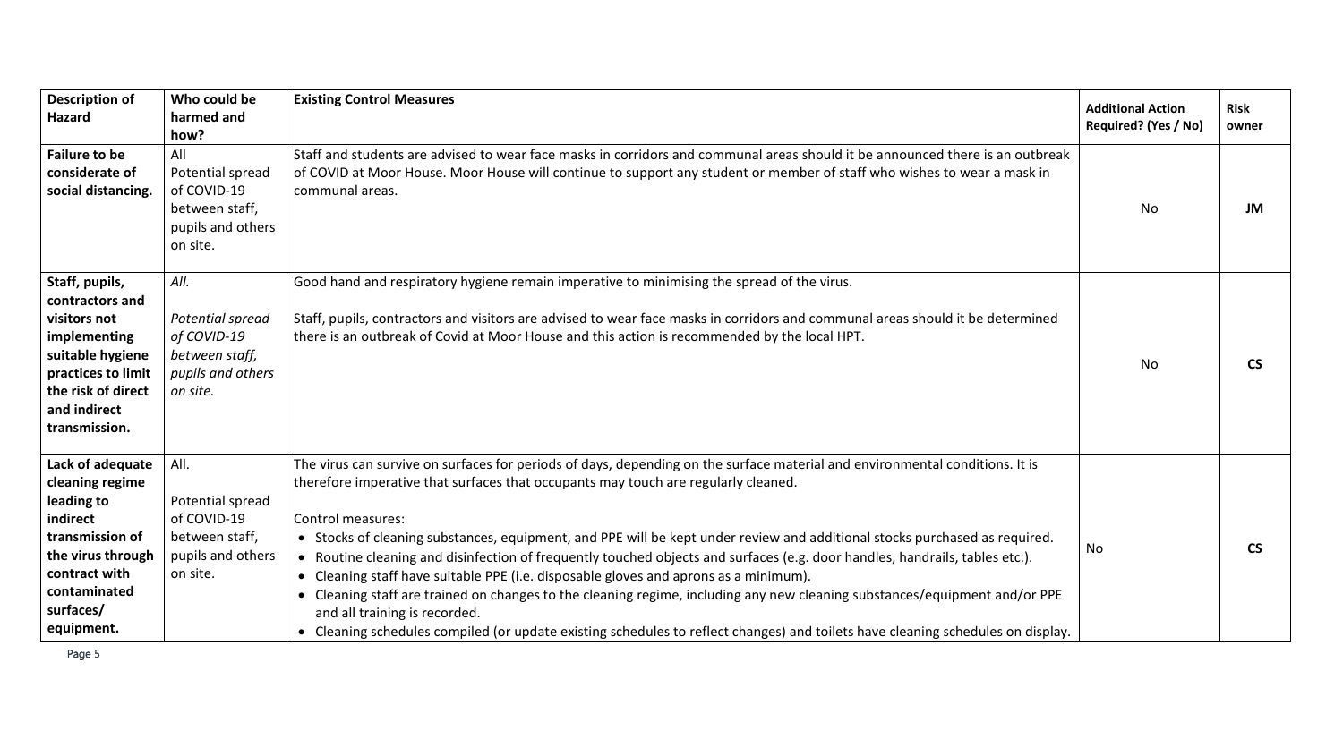| Description of Hazard | Who could be harmed and how? | Existing Control Measures | Additional Action Required? (Yes / No) | Risk owner |
|---|---|---|---|---|
| **Failure to be considerate of social distancing.** | All<br>Potential spread of COVID-19 between staff, pupils and others on site. | Staff and students are advised to wear face masks in corridors and communal areas should it be announced there is an outbreak of COVID at Moor House. Moor House will continue to support any student or member of staff who wishes to wear a mask in communal areas. | No | **JM** |
| **Staff, pupils, contractors and visitors not implementing suitable hygiene practices to limit the risk of direct and indirect transmission.** | *All.*<br>*Potential spread of COVID-19 between staff, pupils and others on site.* | Good hand and respiratory hygiene remain imperative to minimising the spread of the virus.<br><br>Staff, pupils, contractors and visitors are advised to wear face masks in corridors and communal areas should it be determined there is an outbreak of Covid at Moor House and this action is recommended by the local HPT. | No | **CS** |
| **Lack of adequate cleaning regime leading to indirect transmission of the virus through contract with contaminated surfaces/ equipment.** | All.<br>Potential spread of COVID-19 between staff, pupils and others on site. | The virus can survive on surfaces for periods of days, depending on the surface material and environmental conditions. It is therefore imperative that surfaces that occupants may touch are regularly cleaned.<br><br>Control measures:<br>• Stocks of cleaning substances, equipment, and PPE will be kept under review and additional stocks purchased as required.<br>• Routine cleaning and disinfection of frequently touched objects and surfaces (e.g. door handles, handrails, tables etc.).<br>• Cleaning staff have suitable PPE (i.e. disposable gloves and aprons as a minimum).<br>• Cleaning staff are trained on changes to the cleaning regime, including any new cleaning substances/equipment and/or PPE and all training is recorded.<br>• Cleaning schedules compiled (or update existing schedules to reflect changes) and toilets have cleaning schedules on display. | No | **CS** |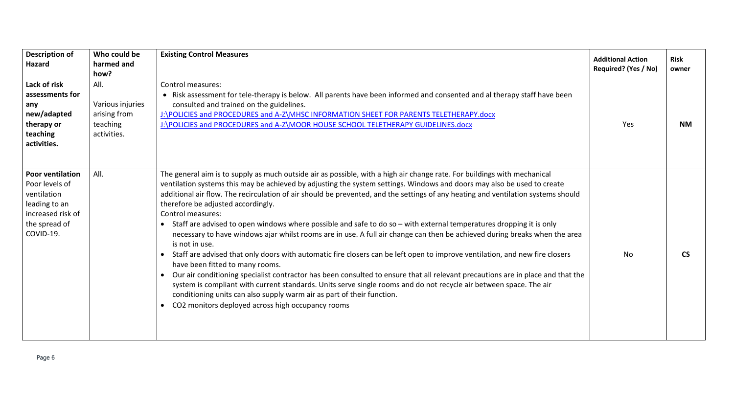| Description of Hazard | Who could be harmed and how? | Existing Control Measures | Additional Action Required? (Yes / No) | Risk owner |
|---|---|---|---|---|
| **Lack of risk assessments for any new/adapted therapy or teaching activities.** | All.<br><br>Various injuries arising from teaching activities. | Control measures:<br>• Risk assessment for tele-therapy is below. All parents have been informed and consented and al therapy staff have been consulted and trained on the guidelines.<br>J:\POLICIES and PROCEDURES and A-Z\MHSC INFORMATION SHEET FOR PARENTS TELETHERAPY.docx<br>J:\POLICIES and PROCEDURES and A-Z\MOOR HOUSE SCHOOL TELETHERAPY GUIDELINES.docx | Yes | **NM** |
| **Poor ventilation** Poor levels of ventilation leading to an increased risk of the spread of COVID-19. | All. | The general aim is to supply as much outside air as possible, with a high air change rate. For buildings with mechanical ventilation systems this may be achieved by adjusting the system settings. Windows and doors may also be used to create additional air flow. The recirculation of air should be prevented, and the settings of any heating and ventilation systems should therefore be adjusted accordingly.<br>Control measures:<br>• Staff are advised to open windows where possible and safe to do so – with external temperatures dropping it is only necessary to have windows ajar whilst rooms are in use. A full air change can then be achieved during breaks when the area is not in use.<br>• Staff are advised that only doors with automatic fire closers can be left open to improve ventilation, and new fire closers have been fitted to many rooms.<br>• Our air conditioning specialist contractor has been consulted to ensure that all relevant precautions are in place and that the system is compliant with current standards. Units serve single rooms and do not recycle air between space. The air conditioning units can also supply warm air as part of their function.<br>• CO2 monitors deployed across high occupancy rooms | No | **CS** |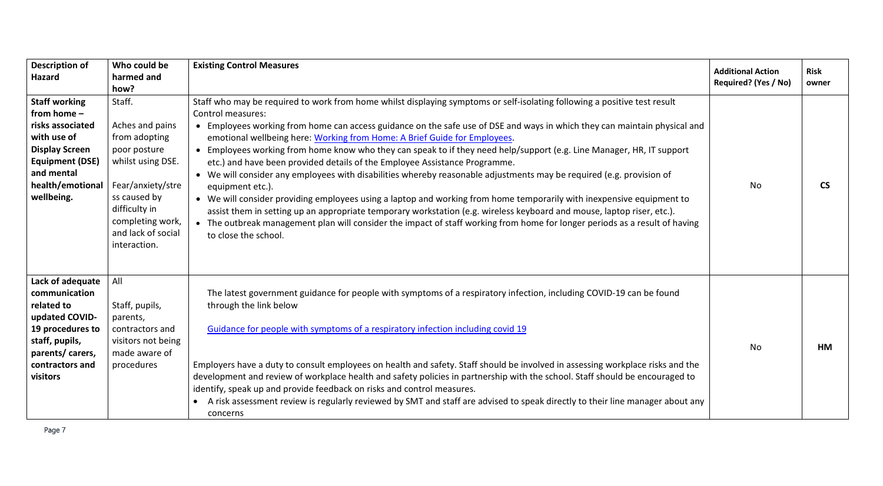| **Description of Hazard** | **Who could be harmed and how?** | **Existing Control Measures** | **Additional Action Required? (Yes / No)** | **Risk owner** |
|---|---|---|---|---|
| **Staff working from home – risks associated with use of Display Screen Equipment (DSE) and mental health/emotional wellbeing.** | Staff.<br><br>Aches and pains from adopting poor posture whilst using DSE.<br><br>Fear/anxiety/stress caused by difficulty in completing work, and lack of social interaction. | Staff who may be required to work from home whilst displaying symptoms or self-isolating following a positive test result<br>Control measures:<br>• Employees working from home can access guidance on the safe use of DSE and ways in which they can maintain physical and emotional wellbeing here: [Working from Home: A Brief Guide for Employees](#).<br>• Employees working from home know who they can speak to if they need help/support (e.g. Line Manager, HR, IT support etc.) and have been provided details of the Employee Assistance Programme.<br>• We will consider any employees with disabilities whereby reasonable adjustments may be required (e.g. provision of equipment etc.).<br>• We will consider providing employees using a laptop and working from home temporarily with inexpensive equipment to assist them in setting up an appropriate temporary workstation (e.g. wireless keyboard and mouse, laptop riser, etc.).<br>• The outbreak management plan will consider the impact of staff working from home for longer periods as a result of having to close the school. | No | **CS** |
| **Lack of adequate communication related to updated COVID-19 procedures to staff, pupils, parents/ carers, contractors and visitors** | All<br><br>Staff, pupils, parents, contractors and visitors not being made aware of procedures | The latest government guidance for people with symptoms of a respiratory infection, including COVID-19 can be found through the link below<br><br>[Guidance for people with symptoms of a respiratory infection including covid 19](#)<br><br>Employers have a duty to consult employees on health and safety. Staff should be involved in assessing workplace risks and the development and review of workplace health and safety policies in partnership with the school. Staff should be encouraged to identify, speak up and provide feedback on risks and control measures.<br>• A risk assessment review is regularly reviewed by SMT and staff are advised to speak directly to their line manager about any concerns | No | **HM** |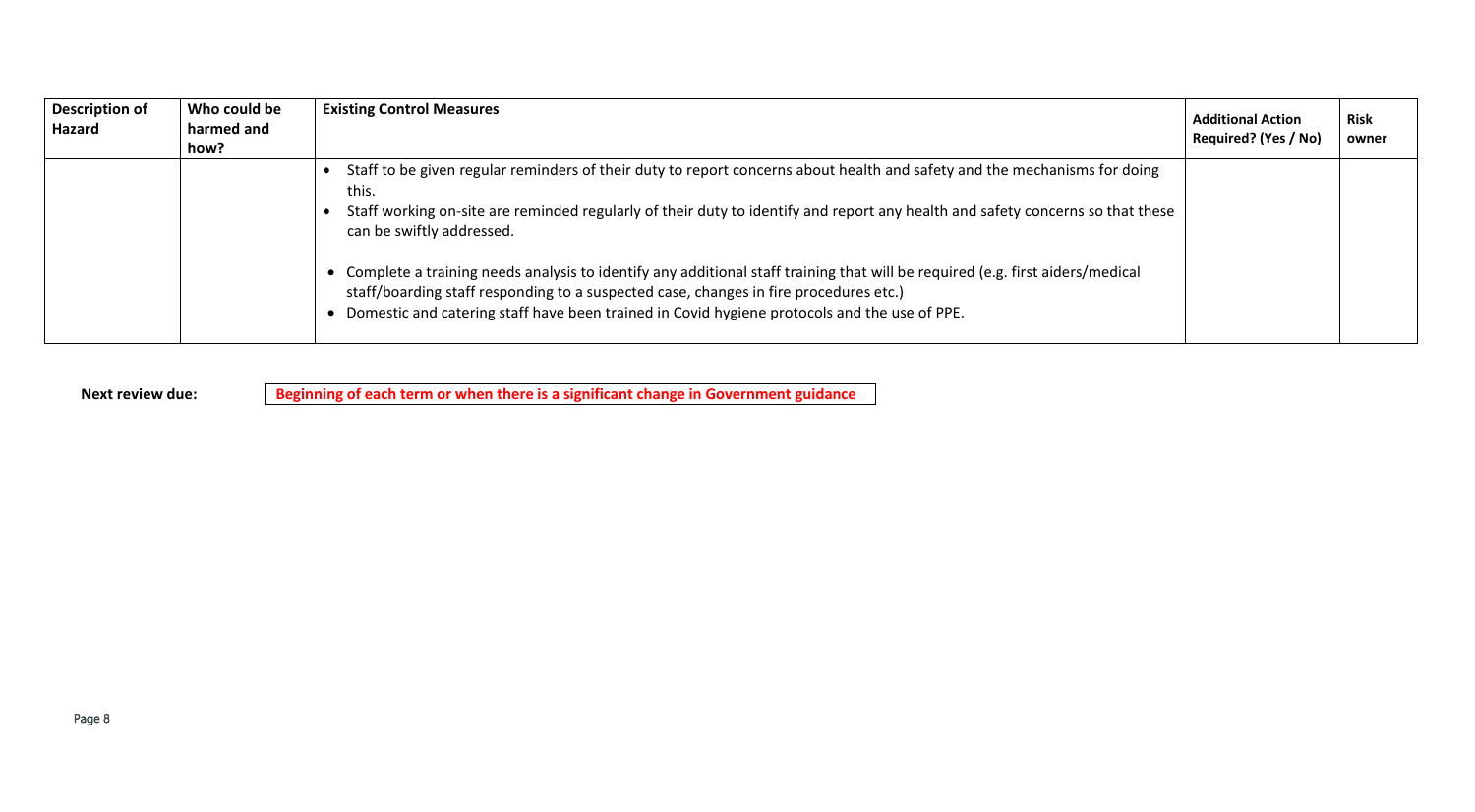| Description of Hazard | Who could be harmed and how? | Existing Control Measures | Additional Action Required? (Yes / No) | Risk owner |
|---|---|---|---|---|
| | | • Staff to be given regular reminders of their duty to report concerns about health and safety and the mechanisms for doing this.<br>• Staff working on-site are reminded regularly of their duty to identify and report any health and safety concerns so that these can be swiftly addressed.<br><br>• Complete a training needs analysis to identify any additional staff training that will be required (e.g. first aiders/medical staff/boarding staff responding to a suspected case, changes in fire procedures etc.)<br>• Domestic and catering staff have been trained in Covid hygiene protocols and the use of PPE. | | |

**Next review due:** **Beginning of each term or when there is a significant change in Government guidance**